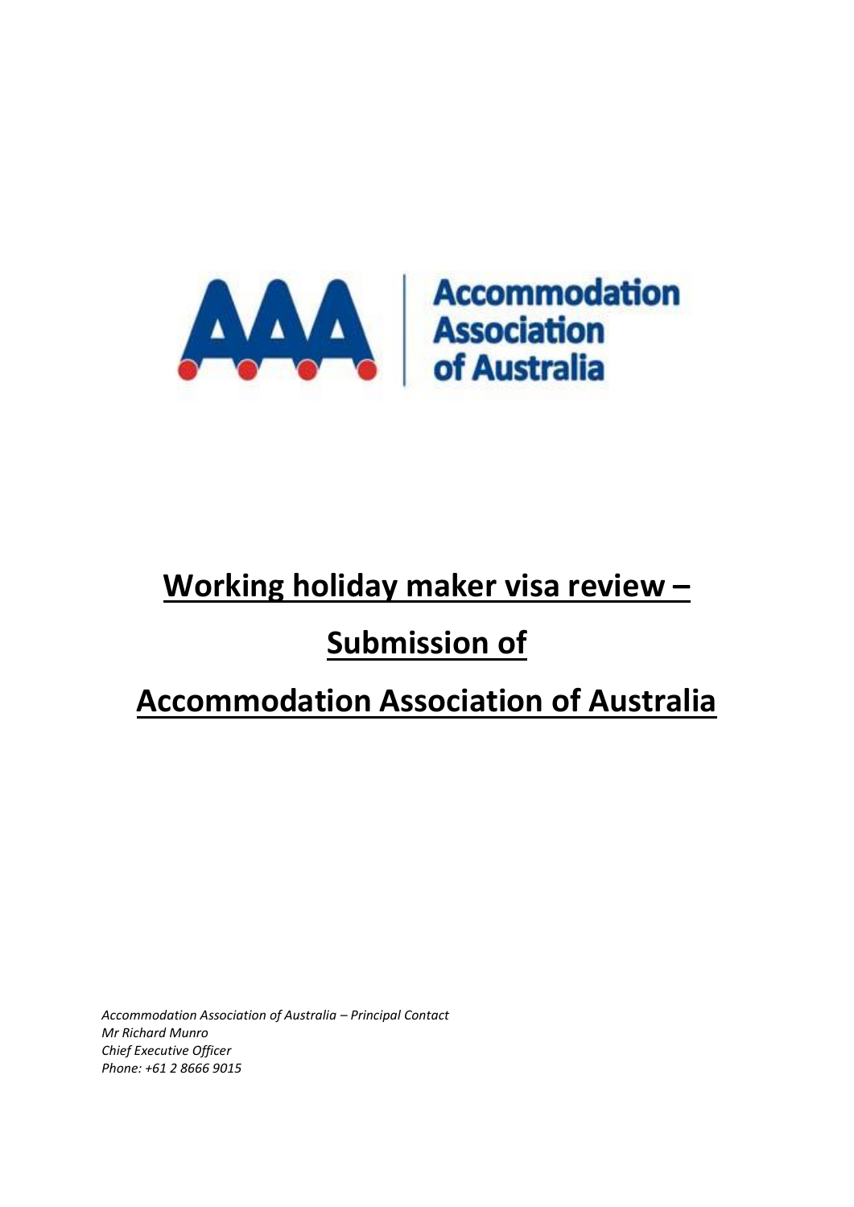Accommodation Association of Australia

# Working holiday maker visa review – Submission of Accommodation Association of Australia

*Accommodation Association of Australia – Principal Contact*
*Mr Richard Munro*
*Chief Executive Officer*
*Phone: +61 2 8666 9015*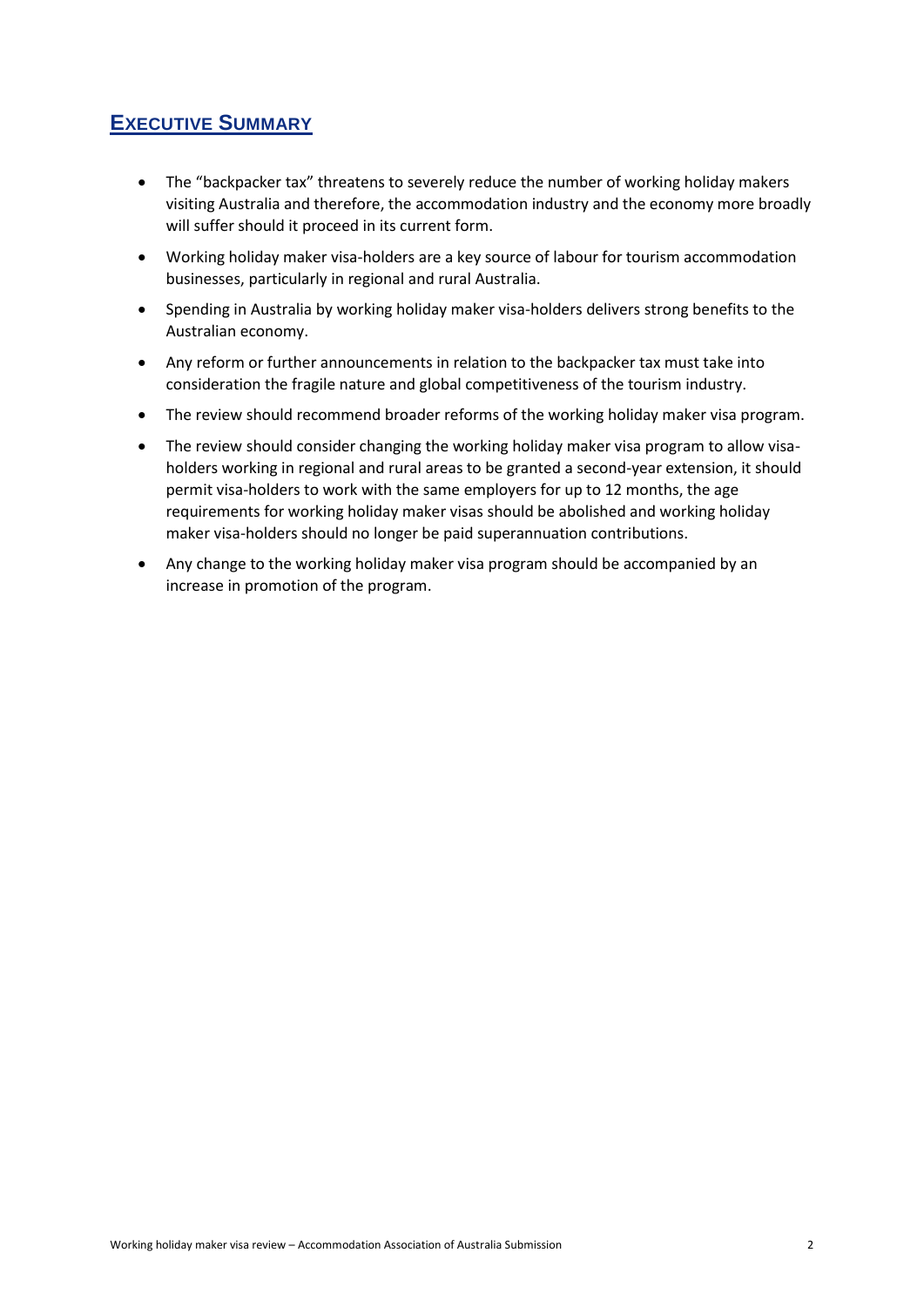## Executive Summary

- The "backpacker tax" threatens to severely reduce the number of working holiday makers visiting Australia and therefore, the accommodation industry and the economy more broadly will suffer should it proceed in its current form.
- Working holiday maker visa-holders are a key source of labour for tourism accommodation businesses, particularly in regional and rural Australia.
- Spending in Australia by working holiday maker visa-holders delivers strong benefits to the Australian economy.
- Any reform or further announcements in relation to the backpacker tax must take into consideration the fragile nature and global competitiveness of the tourism industry.
- The review should recommend broader reforms of the working holiday maker visa program.
- The review should consider changing the working holiday maker visa program to allow visa-holders working in regional and rural areas to be granted a second-year extension, it should permit visa-holders to work with the same employers for up to 12 months, the age requirements for working holiday maker visas should be abolished and working holiday maker visa-holders should no longer be paid superannuation contributions.
- Any change to the working holiday maker visa program should be accompanied by an increase in promotion of the program.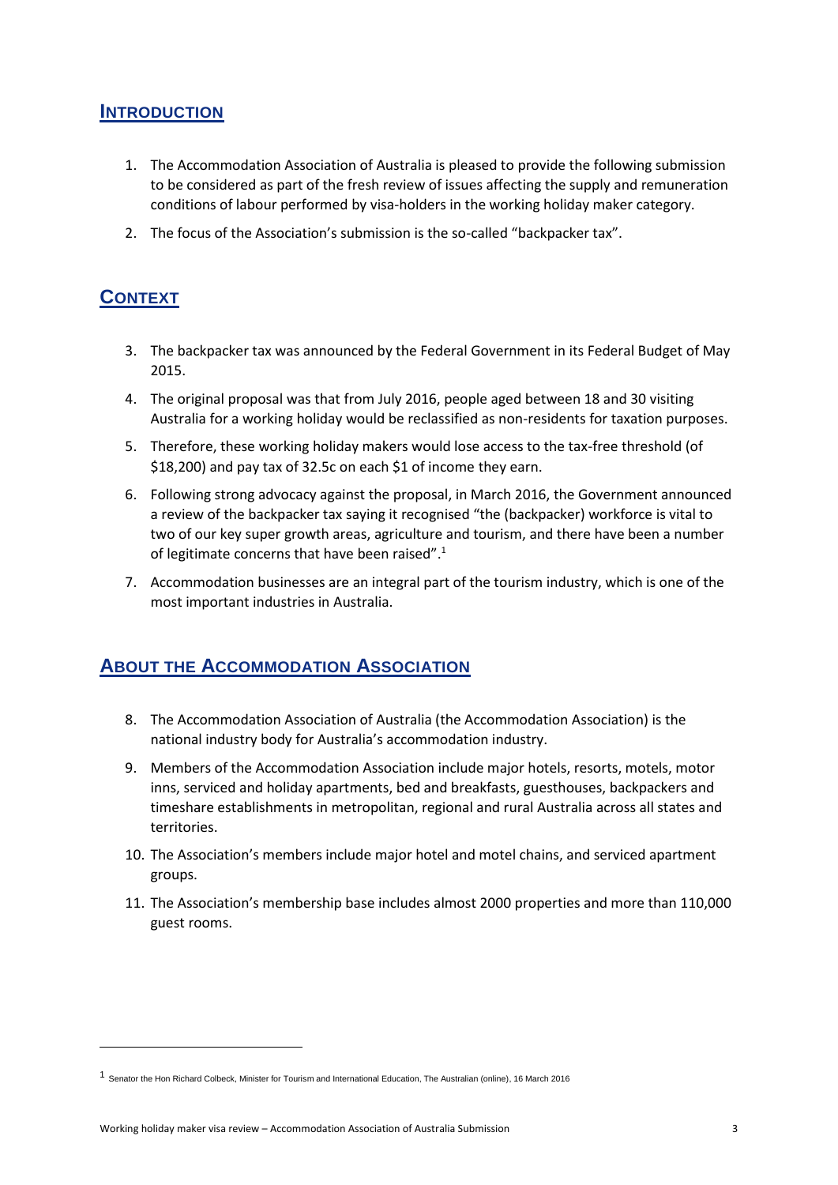## Introduction

1. The Accommodation Association of Australia is pleased to provide the following submission to be considered as part of the fresh review of issues affecting the supply and remuneration conditions of labour performed by visa-holders in the working holiday maker category.
2. The focus of the Association's submission is the so-called "backpacker tax".

## Context

3. The backpacker tax was announced by the Federal Government in its Federal Budget of May 2015.
4. The original proposal was that from July 2016, people aged between 18 and 30 visiting Australia for a working holiday would be reclassified as non-residents for taxation purposes.
5. Therefore, these working holiday makers would lose access to the tax-free threshold (of $18,200) and pay tax of 32.5c on each $1 of income they earn.
6. Following strong advocacy against the proposal, in March 2016, the Government announced a review of the backpacker tax saying it recognised "the (backpacker) workforce is vital to two of our key super growth areas, agriculture and tourism, and there have been a number of legitimate concerns that have been raised".[1]
7. Accommodation businesses are an integral part of the tourism industry, which is one of the most important industries in Australia.

## About the Accommodation Association

8. The Accommodation Association of Australia (the Accommodation Association) is the national industry body for Australia's accommodation industry.
9. Members of the Accommodation Association include major hotels, resorts, motels, motor inns, serviced and holiday apartments, bed and breakfasts, guesthouses, backpackers and timeshare establishments in metropolitan, regional and rural Australia across all states and territories.
10. The Association's members include major hotel and motel chains, and serviced apartment groups.
11. The Association's membership base includes almost 2000 properties and more than 110,000 guest rooms.

---

[1] Senator the Hon Richard Colbeck, Minister for Tourism and International Education, The Australian (online), 16 March 2016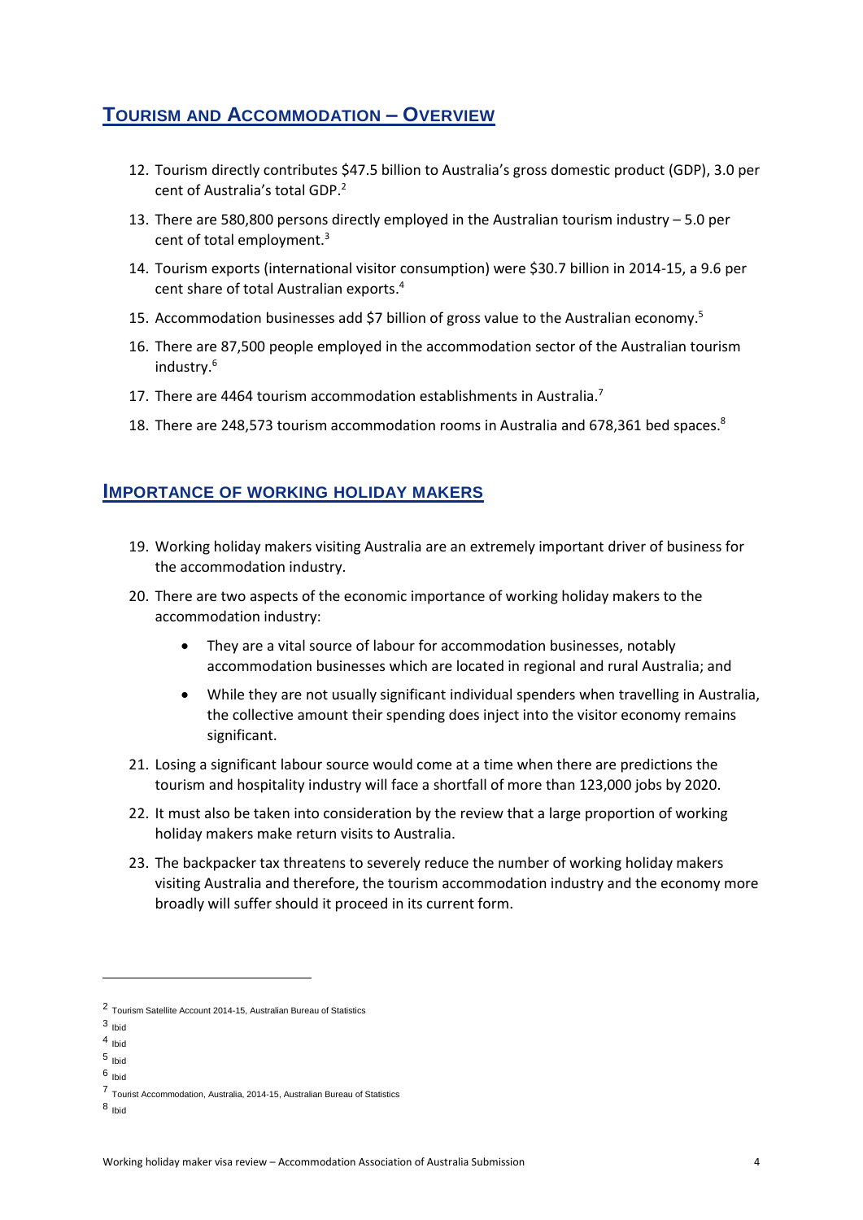## Tourism and Accommodation – Overview

12. Tourism directly contributes $47.5 billion to Australia's gross domestic product (GDP), 3.0 per cent of Australia's total GDP.[2]
13. There are 580,800 persons directly employed in the Australian tourism industry – 5.0 per cent of total employment.[3]
14. Tourism exports (international visitor consumption) were $30.7 billion in 2014-15, a 9.6 per cent share of total Australian exports.[4]
15. Accommodation businesses add $7 billion of gross value to the Australian economy.[5]
16. There are 87,500 people employed in the accommodation sector of the Australian tourism industry.[6]
17. There are 4464 tourism accommodation establishments in Australia.[7]
18. There are 248,573 tourism accommodation rooms in Australia and 678,361 bed spaces.[8]

## Importance of working holiday makers

19. Working holiday makers visiting Australia are an extremely important driver of business for the accommodation industry.
20. There are two aspects of the economic importance of working holiday makers to the accommodation industry:
    - They are a vital source of labour for accommodation businesses, notably accommodation businesses which are located in regional and rural Australia; and
    - While they are not usually significant individual spenders when travelling in Australia, the collective amount their spending does inject into the visitor economy remains significant.
21. Losing a significant labour source would come at a time when there are predictions the tourism and hospitality industry will face a shortfall of more than 123,000 jobs by 2020.
22. It must also be taken into consideration by the review that a large proportion of working holiday makers make return visits to Australia.
23. The backpacker tax threatens to severely reduce the number of working holiday makers visiting Australia and therefore, the tourism accommodation industry and the economy more broadly will suffer should it proceed in its current form.

---

[2] Tourism Satellite Account 2014-15, Australian Bureau of Statistics

[3] Ibid

[4] Ibid

[5] Ibid

[6] Ibid

[7] Tourist Accommodation, Australia, 2014-15, Australian Bureau of Statistics

[8] Ibid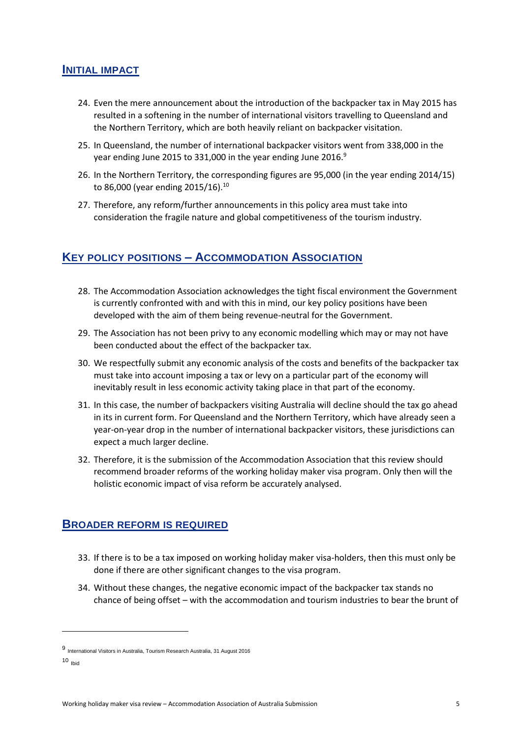## Initial impact

24. Even the mere announcement about the introduction of the backpacker tax in May 2015 has resulted in a softening in the number of international visitors travelling to Queensland and the Northern Territory, which are both heavily reliant on backpacker visitation.
25. In Queensland, the number of international backpacker visitors went from 338,000 in the year ending June 2015 to 331,000 in the year ending June 2016.[9]
26. In the Northern Territory, the corresponding figures are 95,000 (in the year ending 2014/15) to 86,000 (year ending 2015/16).[10]
27. Therefore, any reform/further announcements in this policy area must take into consideration the fragile nature and global competitiveness of the tourism industry.

## Key policy positions – Accommodation Association

28. The Accommodation Association acknowledges the tight fiscal environment the Government is currently confronted with and with this in mind, our key policy positions have been developed with the aim of them being revenue-neutral for the Government.
29. The Association has not been privy to any economic modelling which may or may not have been conducted about the effect of the backpacker tax.
30. We respectfully submit any economic analysis of the costs and benefits of the backpacker tax must take into account imposing a tax or levy on a particular part of the economy will inevitably result in less economic activity taking place in that part of the economy.
31. In this case, the number of backpackers visiting Australia will decline should the tax go ahead in its in current form. For Queensland and the Northern Territory, which have already seen a year-on-year drop in the number of international backpacker visitors, these jurisdictions can expect a much larger decline.
32. Therefore, it is the submission of the Accommodation Association that this review should recommend broader reforms of the working holiday maker visa program. Only then will the holistic economic impact of visa reform be accurately analysed.

## Broader reform is required

33. If there is to be a tax imposed on working holiday maker visa-holders, then this must only be done if there are other significant changes to the visa program.
34. Without these changes, the negative economic impact of the backpacker tax stands no chance of being offset – with the accommodation and tourism industries to bear the brunt of

---

[9] International Visitors in Australia, Tourism Research Australia, 31 August 2016

[10] Ibid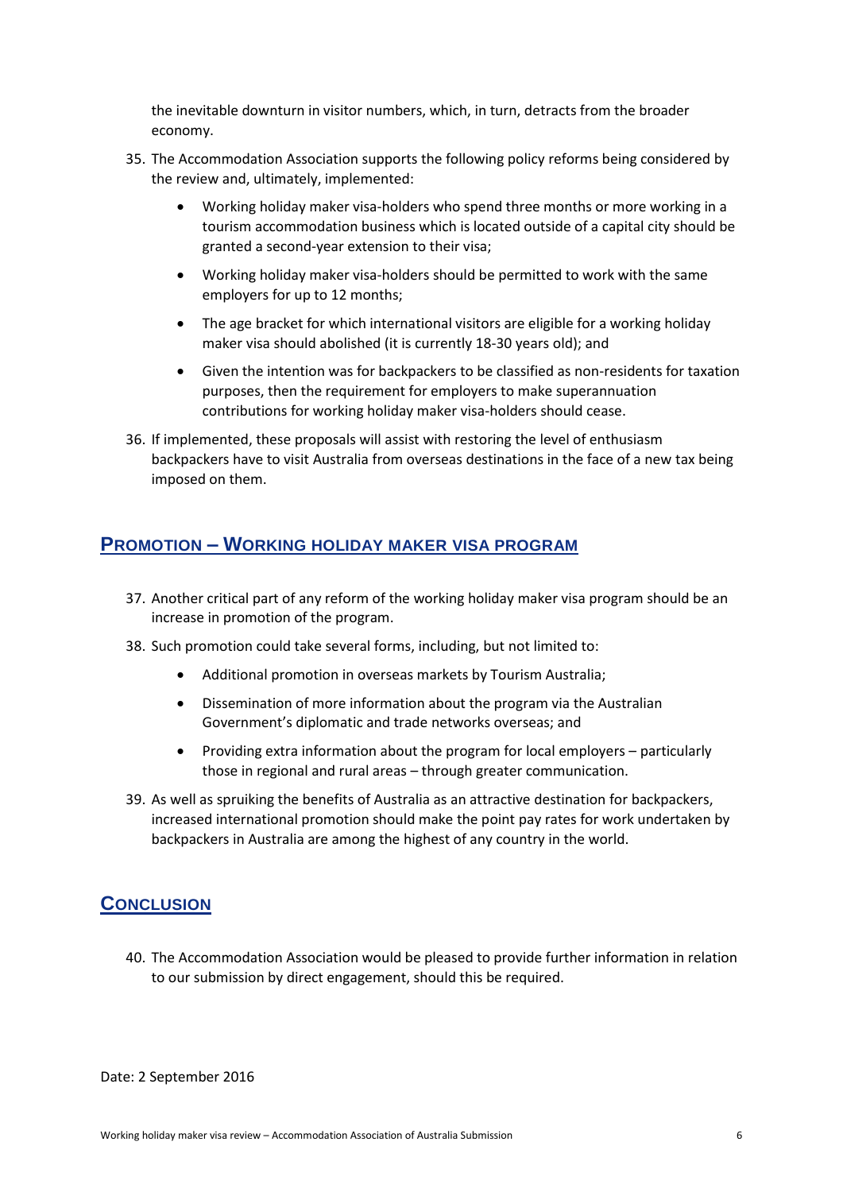the inevitable downturn in visitor numbers, which, in turn, detracts from the broader economy.

35. The Accommodation Association supports the following policy reforms being considered by the review and, ultimately, implemented:

    - Working holiday maker visa-holders who spend three months or more working in a tourism accommodation business which is located outside of a capital city should be granted a second-year extension to their visa;
    - Working holiday maker visa-holders should be permitted to work with the same employers for up to 12 months;
    - The age bracket for which international visitors are eligible for a working holiday maker visa should abolished (it is currently 18-30 years old); and
    - Given the intention was for backpackers to be classified as non-residents for taxation purposes, then the requirement for employers to make superannuation contributions for working holiday maker visa-holders should cease.

36. If implemented, these proposals will assist with restoring the level of enthusiasm backpackers have to visit Australia from overseas destinations in the face of a new tax being imposed on them.

## PROMOTION – WORKING HOLIDAY MAKER VISA PROGRAM

37. Another critical part of any reform of the working holiday maker visa program should be an increase in promotion of the program.

38. Such promotion could take several forms, including, but not limited to:

    - Additional promotion in overseas markets by Tourism Australia;
    - Dissemination of more information about the program via the Australian Government's diplomatic and trade networks overseas; and
    - Providing extra information about the program for local employers – particularly those in regional and rural areas – through greater communication.

39. As well as spruiking the benefits of Australia as an attractive destination for backpackers, increased international promotion should make the point pay rates for work undertaken by backpackers in Australia are among the highest of any country in the world.

## CONCLUSION

40. The Accommodation Association would be pleased to provide further information in relation to our submission by direct engagement, should this be required.

Date: 2 September 2016